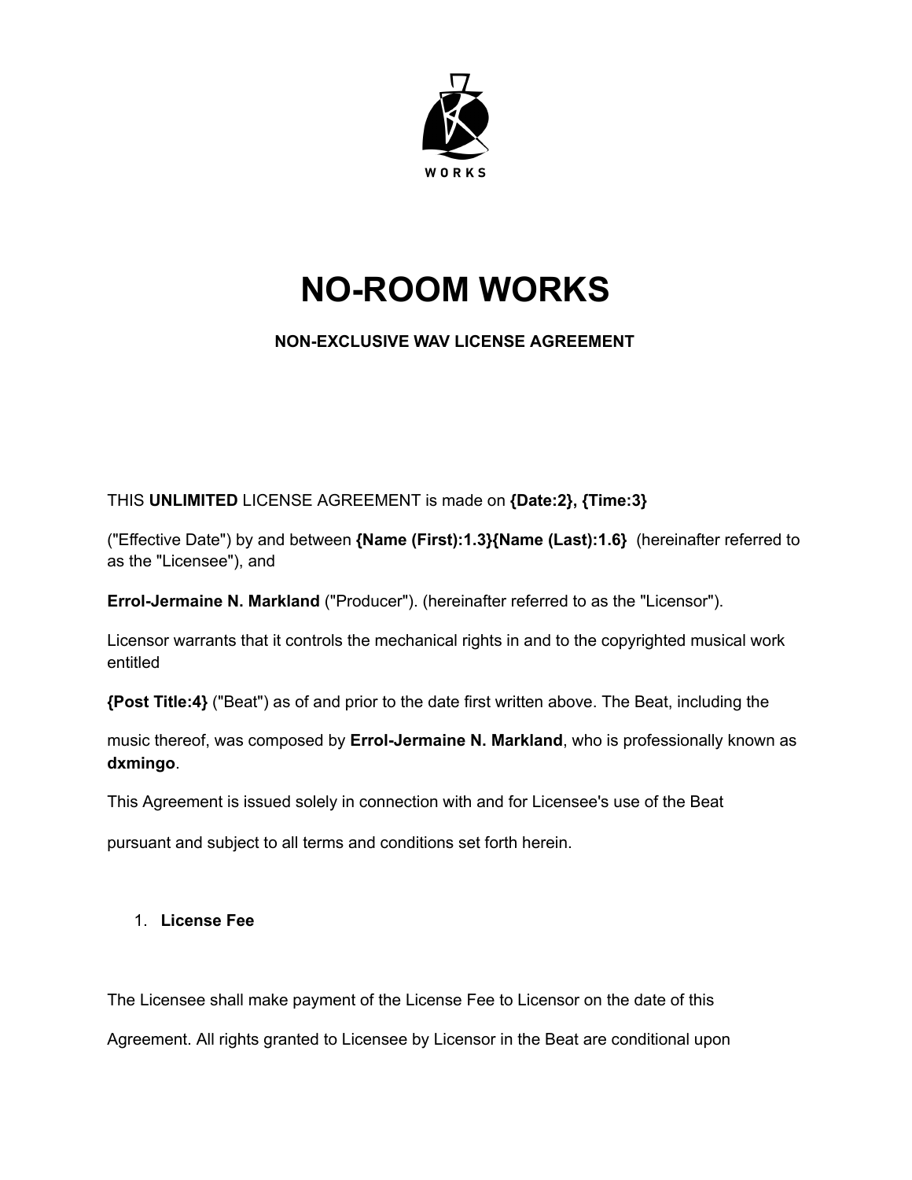WORKS

# NO-ROOM WORKS

**NON-EXCLUSIVE WAV LICENSE AGREEMENT**

THIS **UNLIMITED** LICENSE AGREEMENT is made on **{Date:2}, {Time:3}**

("Effective Date") by and between **{Name (First):1.3}{Name (Last):1.6}** (hereinafter referred to as the "Licensee"), and

**Errol-Jermaine N. Markland** ("Producer"). (hereinafter referred to as the "Licensor").

Licensor warrants that it controls the mechanical rights in and to the copyrighted musical work entitled

**{Post Title:4}** ("Beat") as of and prior to the date first written above. The Beat, including the

music thereof, was composed by **Errol-Jermaine N. Markland**, who is professionally known as **dxmingo**.

This Agreement is issued solely in connection with and for Licensee's use of the Beat

pursuant and subject to all terms and conditions set forth herein.

1. **License Fee**

The Licensee shall make payment of the License Fee to Licensor on the date of this

Agreement. All rights granted to Licensee by Licensor in the Beat are conditional upon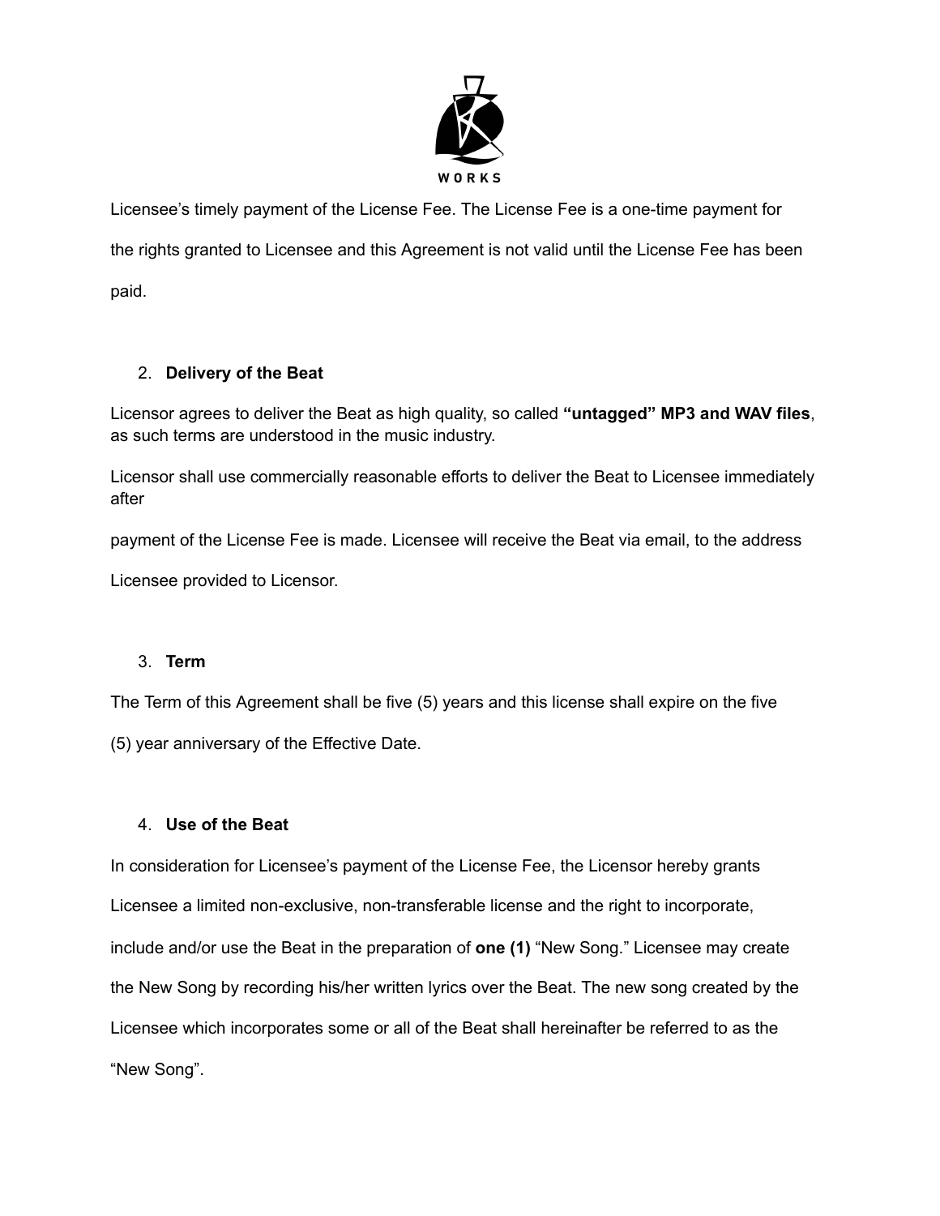Licensee's timely payment of the License Fee. The License Fee is a one-time payment for the rights granted to Licensee and this Agreement is not valid until the License Fee has been paid.

2. **Delivery of the Beat**

Licensor agrees to deliver the Beat as high quality, so called **"untagged" MP3 and WAV files**, as such terms are understood in the music industry.

Licensor shall use commercially reasonable efforts to deliver the Beat to Licensee immediately after

payment of the License Fee is made. Licensee will receive the Beat via email, to the address Licensee provided to Licensor.

3. **Term**

The Term of this Agreement shall be five (5) years and this license shall expire on the five (5) year anniversary of the Effective Date.

4. **Use of the Beat**

In consideration for Licensee's payment of the License Fee, the Licensor hereby grants Licensee a limited non-exclusive, non-transferable license and the right to incorporate, include and/or use the Beat in the preparation of **one (1)** "New Song." Licensee may create the New Song by recording his/her written lyrics over the Beat. The new song created by the Licensee which incorporates some or all of the Beat shall hereinafter be referred to as the "New Song".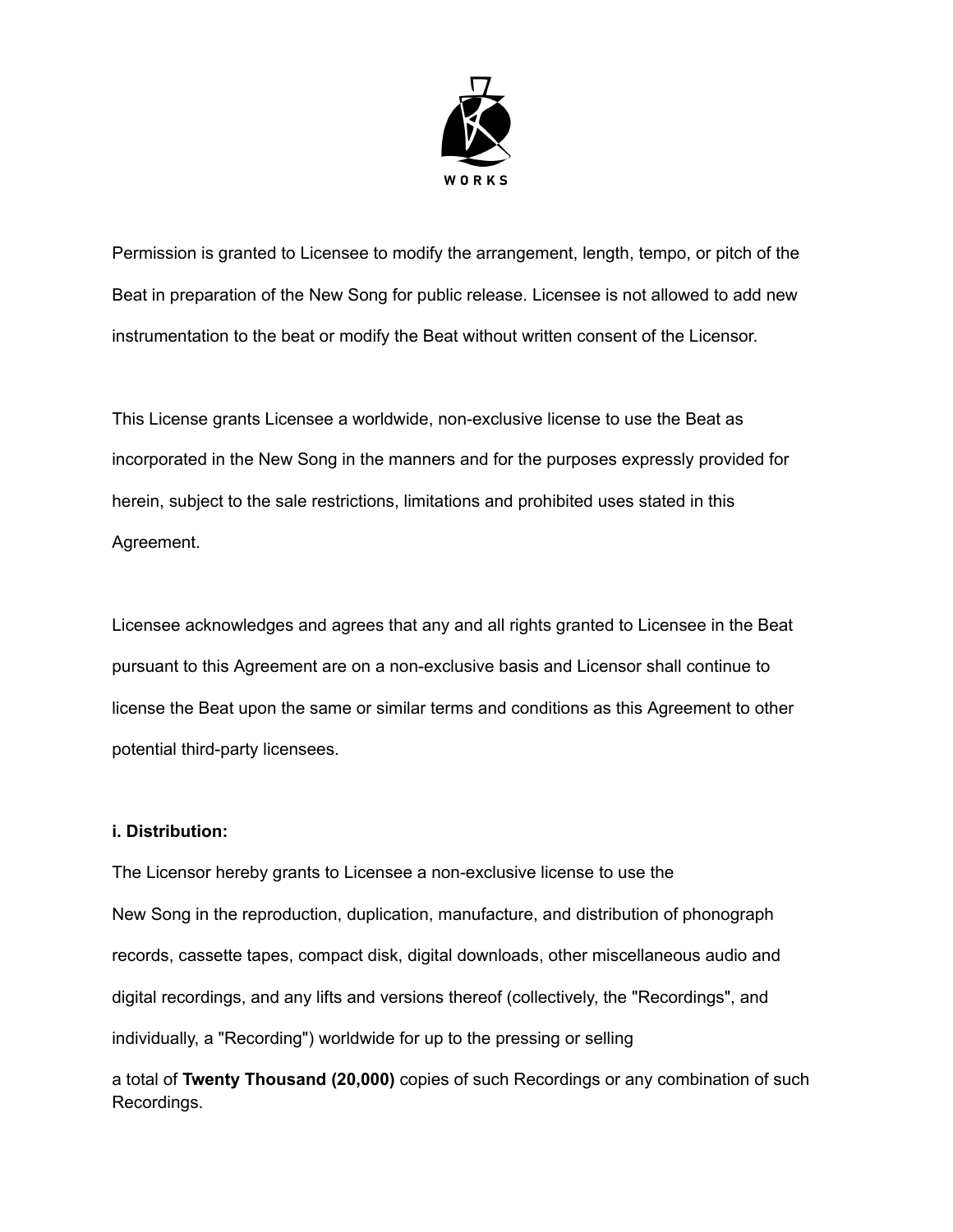Permission is granted to Licensee to modify the arrangement, length, tempo, or pitch of the Beat in preparation of the New Song for public release. Licensee is not allowed to add new instrumentation to the beat or modify the Beat without written consent of the Licensor.

This License grants Licensee a worldwide, non-exclusive license to use the Beat as incorporated in the New Song in the manners and for the purposes expressly provided for herein, subject to the sale restrictions, limitations and prohibited uses stated in this Agreement.

Licensee acknowledges and agrees that any and all rights granted to Licensee in the Beat pursuant to this Agreement are on a non-exclusive basis and Licensor shall continue to license the Beat upon the same or similar terms and conditions as this Agreement to other potential third-party licensees.

**i. Distribution:**

The Licensor hereby grants to Licensee a non-exclusive license to use the New Song in the reproduction, duplication, manufacture, and distribution of phonograph records, cassette tapes, compact disk, digital downloads, other miscellaneous audio and digital recordings, and any lifts and versions thereof (collectively, the "Recordings", and individually, a "Recording") worldwide for up to the pressing or selling a total of **Twenty Thousand (20,000)** copies of such Recordings or any combination of such Recordings.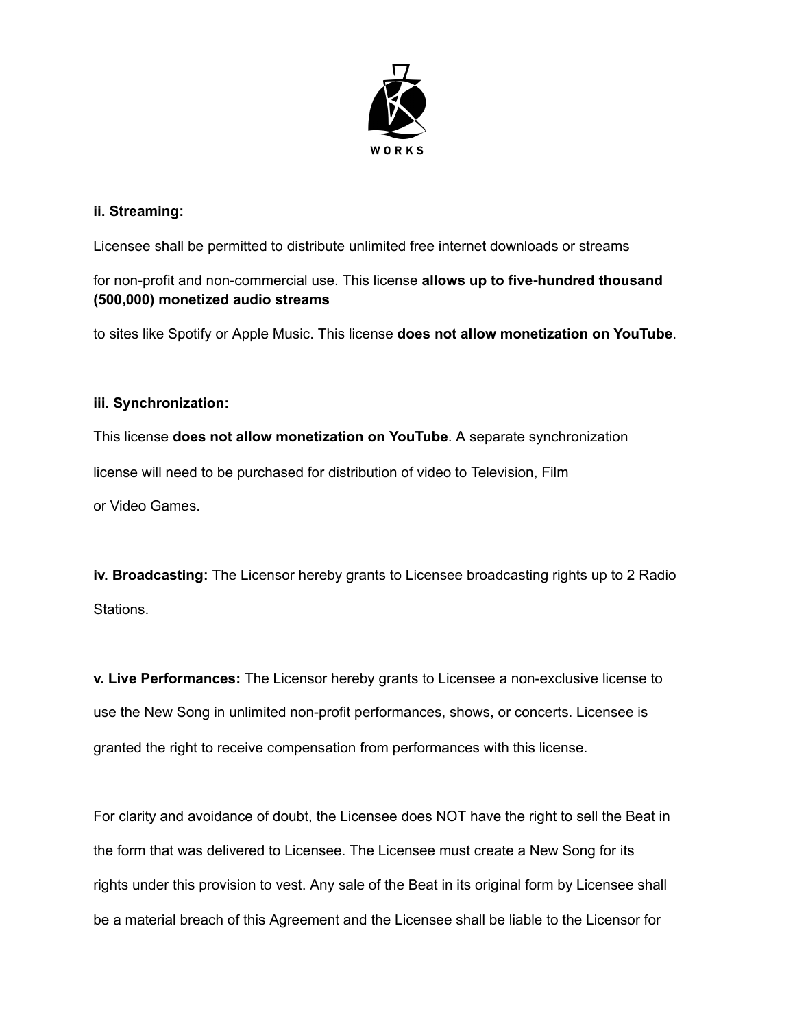**ii. Streaming:**

Licensee shall be permitted to distribute unlimited free internet downloads or streams for non-profit and non-commercial use. This license **allows up to five-hundred thousand (500,000) monetized audio streams** to sites like Spotify or Apple Music. This license **does not allow monetization on YouTube**.

**iii. Synchronization:**

This license **does not allow monetization on YouTube**. A separate synchronization license will need to be purchased for distribution of video to Television, Film or Video Games.

**iv. Broadcasting:** The Licensor hereby grants to Licensee broadcasting rights up to 2 Radio Stations.

**v. Live Performances:** The Licensor hereby grants to Licensee a non-exclusive license to use the New Song in unlimited non-profit performances, shows, or concerts. Licensee is granted the right to receive compensation from performances with this license.

For clarity and avoidance of doubt, the Licensee does NOT have the right to sell the Beat in the form that was delivered to Licensee. The Licensee must create a New Song for its rights under this provision to vest. Any sale of the Beat in its original form by Licensee shall be a material breach of this Agreement and the Licensee shall be liable to the Licensor for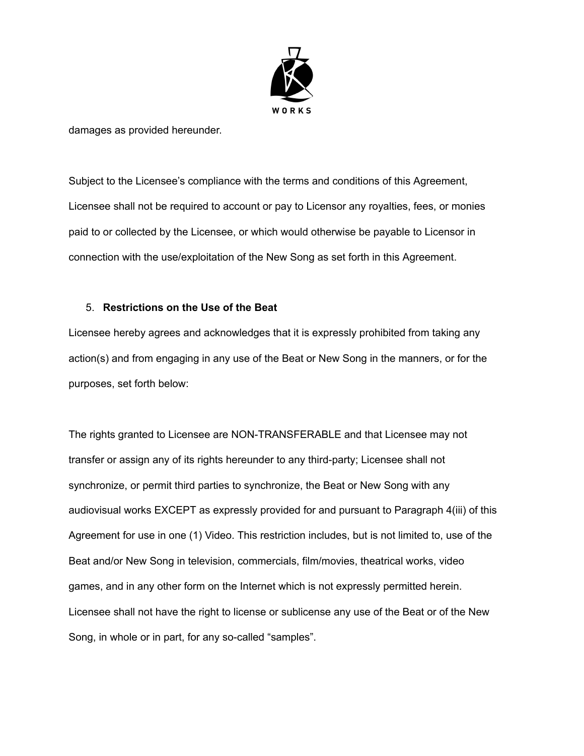damages as provided hereunder.

Subject to the Licensee's compliance with the terms and conditions of this Agreement, Licensee shall not be required to account or pay to Licensor any royalties, fees, or monies paid to or collected by the Licensee, or which would otherwise be payable to Licensor in connection with the use/exploitation of the New Song as set forth in this Agreement.

5. **Restrictions on the Use of the Beat**

Licensee hereby agrees and acknowledges that it is expressly prohibited from taking any action(s) and from engaging in any use of the Beat or New Song in the manners, or for the purposes, set forth below:

The rights granted to Licensee are NON-TRANSFERABLE and that Licensee may not transfer or assign any of its rights hereunder to any third-party; Licensee shall not synchronize, or permit third parties to synchronize, the Beat or New Song with any audiovisual works EXCEPT as expressly provided for and pursuant to Paragraph 4(iii) of this Agreement for use in one (1) Video. This restriction includes, but is not limited to, use of the Beat and/or New Song in television, commercials, film/movies, theatrical works, video games, and in any other form on the Internet which is not expressly permitted herein. Licensee shall not have the right to license or sublicense any use of the Beat or of the New Song, in whole or in part, for any so-called "samples".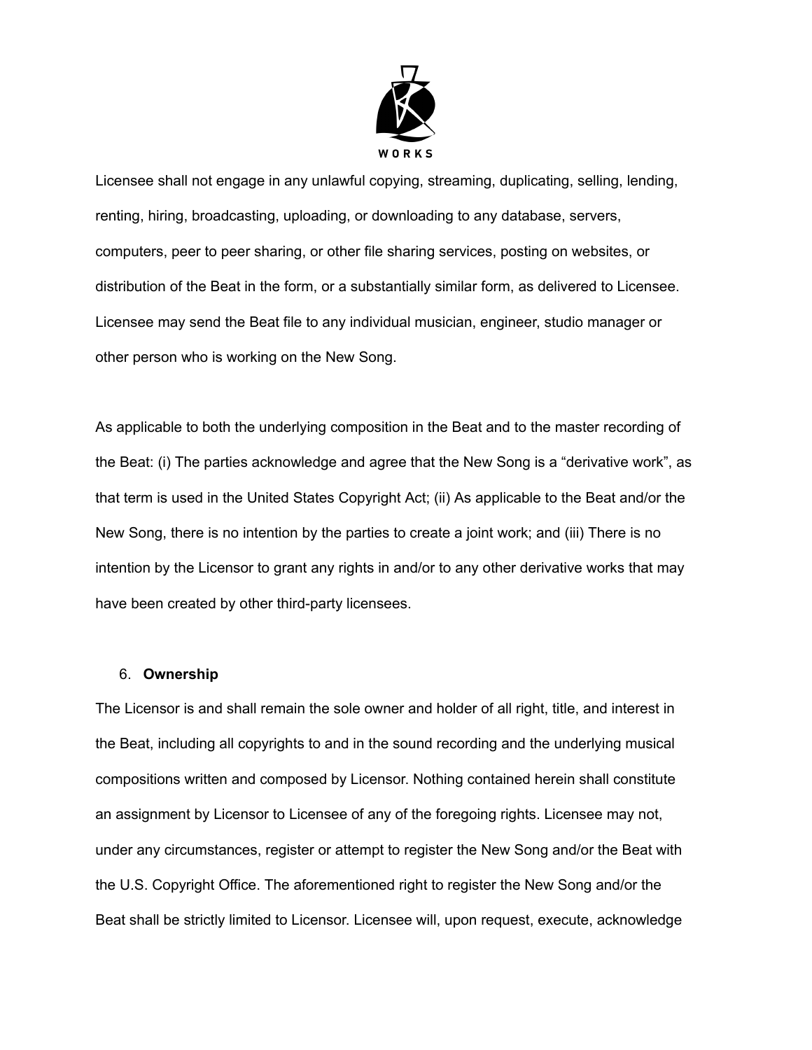Licensee shall not engage in any unlawful copying, streaming, duplicating, selling, lending, renting, hiring, broadcasting, uploading, or downloading to any database, servers, computers, peer to peer sharing, or other file sharing services, posting on websites, or distribution of the Beat in the form, or a substantially similar form, as delivered to Licensee. Licensee may send the Beat file to any individual musician, engineer, studio manager or other person who is working on the New Song.

As applicable to both the underlying composition in the Beat and to the master recording of the Beat: (i) The parties acknowledge and agree that the New Song is a “derivative work”, as that term is used in the United States Copyright Act; (ii) As applicable to the Beat and/or the New Song, there is no intention by the parties to create a joint work; and (iii) There is no intention by the Licensor to grant any rights in and/or to any other derivative works that may have been created by other third-party licensees.

6. **Ownership**

The Licensor is and shall remain the sole owner and holder of all right, title, and interest in the Beat, including all copyrights to and in the sound recording and the underlying musical compositions written and composed by Licensor. Nothing contained herein shall constitute an assignment by Licensor to Licensee of any of the foregoing rights. Licensee may not, under any circumstances, register or attempt to register the New Song and/or the Beat with the U.S. Copyright Office. The aforementioned right to register the New Song and/or the Beat shall be strictly limited to Licensor. Licensee will, upon request, execute, acknowledge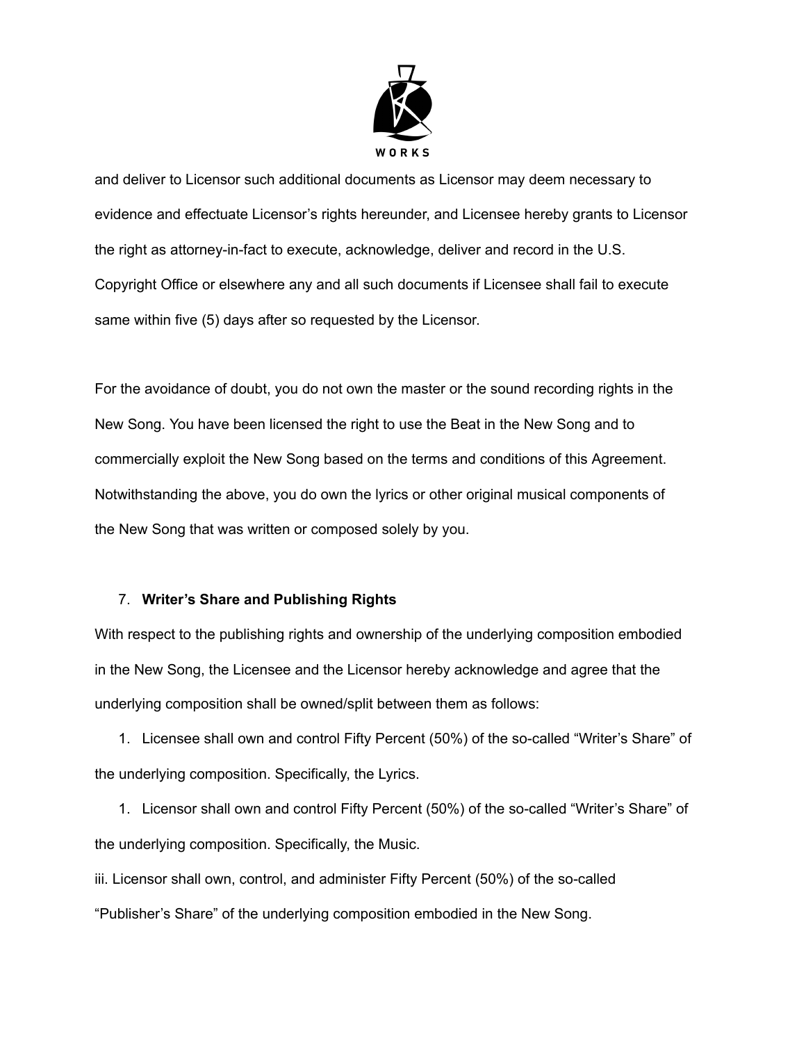and deliver to Licensor such additional documents as Licensor may deem necessary to evidence and effectuate Licensor's rights hereunder, and Licensee hereby grants to Licensor the right as attorney-in-fact to execute, acknowledge, deliver and record in the U.S. Copyright Office or elsewhere any and all such documents if Licensee shall fail to execute same within five (5) days after so requested by the Licensor.

For the avoidance of doubt, you do not own the master or the sound recording rights in the New Song. You have been licensed the right to use the Beat in the New Song and to commercially exploit the New Song based on the terms and conditions of this Agreement. Notwithstanding the above, you do own the lyrics or other original musical components of the New Song that was written or composed solely by you.

7. **Writer's Share and Publishing Rights**

With respect to the publishing rights and ownership of the underlying composition embodied in the New Song, the Licensee and the Licensor hereby acknowledge and agree that the underlying composition shall be owned/split between them as follows:

1. Licensee shall own and control Fifty Percent (50%) of the so-called "Writer's Share" of the underlying composition. Specifically, the Lyrics.

1. Licensor shall own and control Fifty Percent (50%) of the so-called "Writer's Share" of the underlying composition. Specifically, the Music.

iii. Licensor shall own, control, and administer Fifty Percent (50%) of the so-called "Publisher's Share" of the underlying composition embodied in the New Song.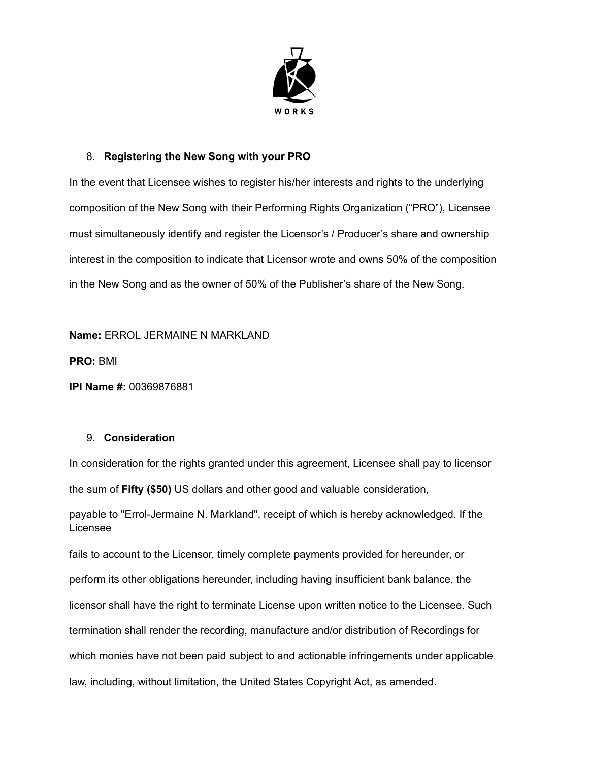8. **Registering the New Song with your PRO**

In the event that Licensee wishes to register his/her interests and rights to the underlying composition of the New Song with their Performing Rights Organization ("PRO"), Licensee must simultaneously identify and register the Licensor's / Producer's share and ownership interest in the composition to indicate that Licensor wrote and owns 50% of the composition in the New Song and as the owner of 50% of the Publisher's share of the New Song.

**Name:** ERROL JERMAINE N MARKLAND

**PRO:** BMI

**IPI Name #:** 00369876881

9. **Consideration**

In consideration for the rights granted under this agreement, Licensee shall pay to licensor the sum of **Fifty ($50)** US dollars and other good and valuable consideration, payable to "Errol-Jermaine N. Markland", receipt of which is hereby acknowledged. If the Licensee fails to account to the Licensor, timely complete payments provided for hereunder, or perform its other obligations hereunder, including having insufficient bank balance, the licensor shall have the right to terminate License upon written notice to the Licensee. Such termination shall render the recording, manufacture and/or distribution of Recordings for which monies have not been paid subject to and actionable infringements under applicable law, including, without limitation, the United States Copyright Act, as amended.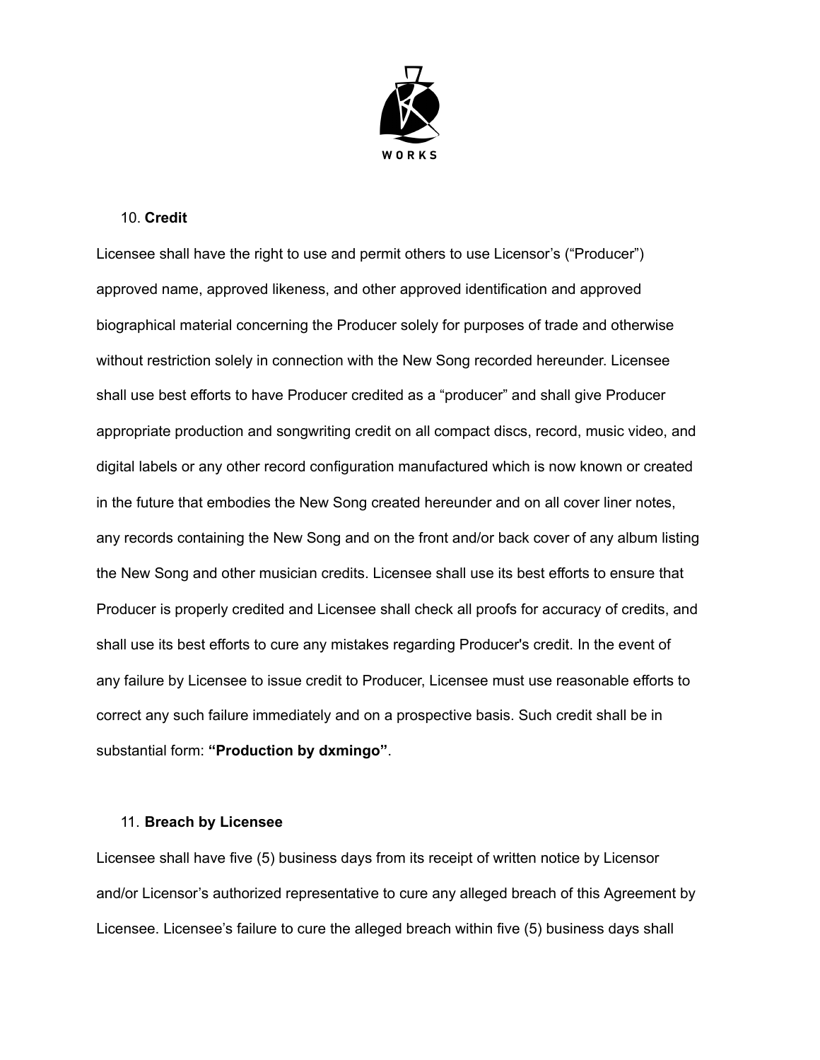10. **Credit**

Licensee shall have the right to use and permit others to use Licensor's ("Producer") approved name, approved likeness, and other approved identification and approved biographical material concerning the Producer solely for purposes of trade and otherwise without restriction solely in connection with the New Song recorded hereunder. Licensee shall use best efforts to have Producer credited as a "producer" and shall give Producer appropriate production and songwriting credit on all compact discs, record, music video, and digital labels or any other record configuration manufactured which is now known or created in the future that embodies the New Song created hereunder and on all cover liner notes, any records containing the New Song and on the front and/or back cover of any album listing the New Song and other musician credits. Licensee shall use its best efforts to ensure that Producer is properly credited and Licensee shall check all proofs for accuracy of credits, and shall use its best efforts to cure any mistakes regarding Producer's credit. In the event of any failure by Licensee to issue credit to Producer, Licensee must use reasonable efforts to correct any such failure immediately and on a prospective basis. Such credit shall be in substantial form: **"Production by dxmingo"**.

11. **Breach by Licensee**

Licensee shall have five (5) business days from its receipt of written notice by Licensor and/or Licensor's authorized representative to cure any alleged breach of this Agreement by Licensee. Licensee's failure to cure the alleged breach within five (5) business days shall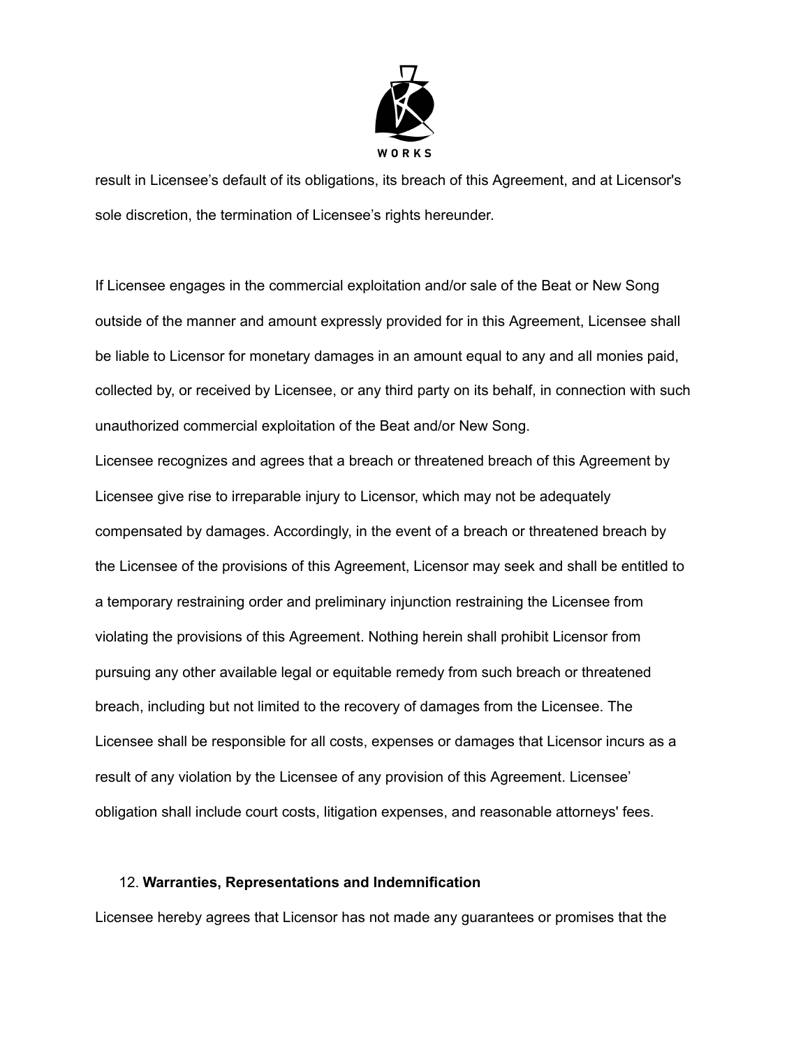result in Licensee's default of its obligations, its breach of this Agreement, and at Licensor's sole discretion, the termination of Licensee's rights hereunder.

If Licensee engages in the commercial exploitation and/or sale of the Beat or New Song outside of the manner and amount expressly provided for in this Agreement, Licensee shall be liable to Licensor for monetary damages in an amount equal to any and all monies paid, collected by, or received by Licensee, or any third party on its behalf, in connection with such unauthorized commercial exploitation of the Beat and/or New Song.
Licensee recognizes and agrees that a breach or threatened breach of this Agreement by Licensee give rise to irreparable injury to Licensor, which may not be adequately compensated by damages. Accordingly, in the event of a breach or threatened breach by the Licensee of the provisions of this Agreement, Licensor may seek and shall be entitled to a temporary restraining order and preliminary injunction restraining the Licensee from violating the provisions of this Agreement. Nothing herein shall prohibit Licensor from pursuing any other available legal or equitable remedy from such breach or threatened breach, including but not limited to the recovery of damages from the Licensee. The Licensee shall be responsible for all costs, expenses or damages that Licensor incurs as a result of any violation by the Licensee of any provision of this Agreement. Licensee' obligation shall include court costs, litigation expenses, and reasonable attorneys' fees.

12. **Warranties, Representations and Indemnification**

Licensee hereby agrees that Licensor has not made any guarantees or promises that the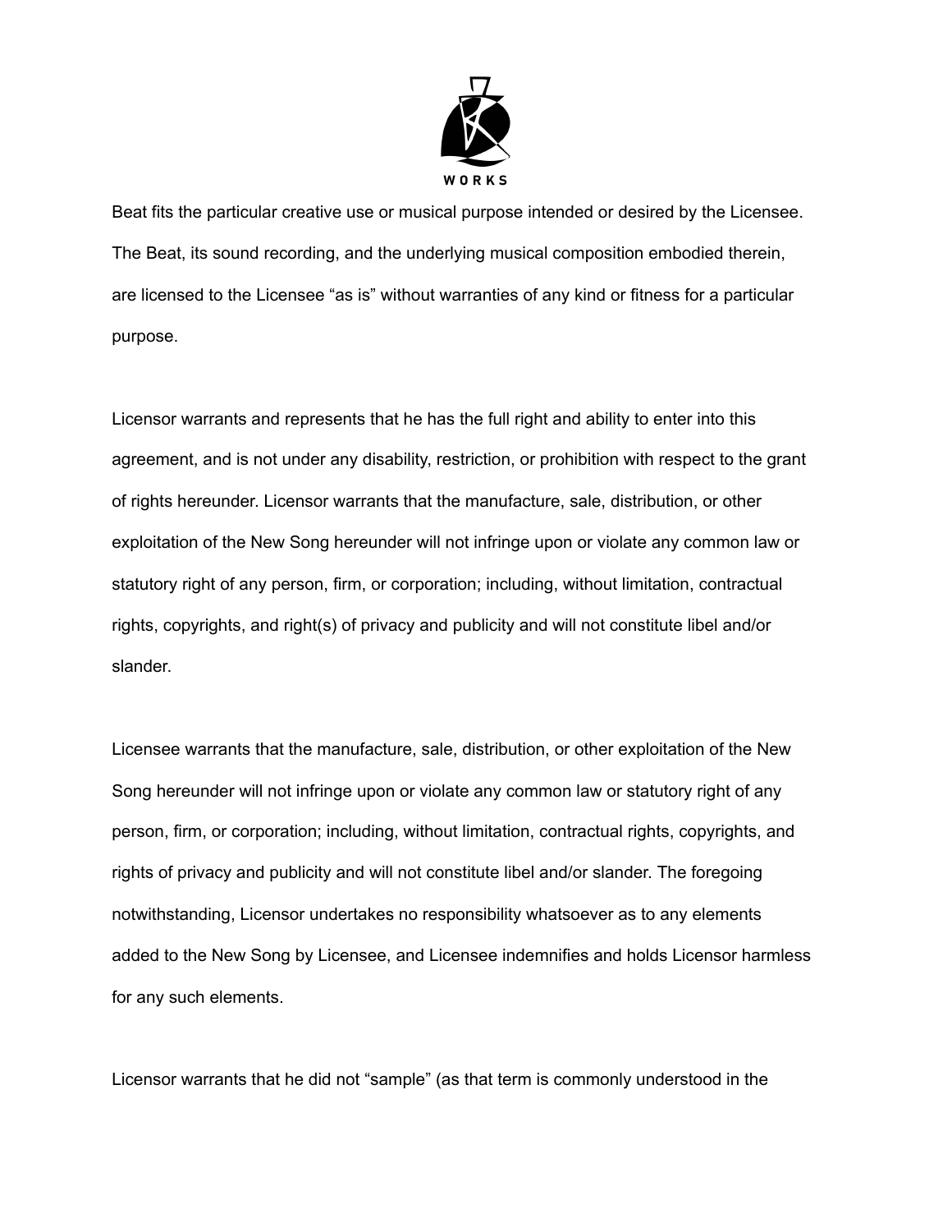Beat fits the particular creative use or musical purpose intended or desired by the Licensee. The Beat, its sound recording, and the underlying musical composition embodied therein, are licensed to the Licensee "as is" without warranties of any kind or fitness for a particular purpose.

Licensor warrants and represents that he has the full right and ability to enter into this agreement, and is not under any disability, restriction, or prohibition with respect to the grant of rights hereunder. Licensor warrants that the manufacture, sale, distribution, or other exploitation of the New Song hereunder will not infringe upon or violate any common law or statutory right of any person, firm, or corporation; including, without limitation, contractual rights, copyrights, and right(s) of privacy and publicity and will not constitute libel and/or slander.

Licensee warrants that the manufacture, sale, distribution, or other exploitation of the New Song hereunder will not infringe upon or violate any common law or statutory right of any person, firm, or corporation; including, without limitation, contractual rights, copyrights, and rights of privacy and publicity and will not constitute libel and/or slander. The foregoing notwithstanding, Licensor undertakes no responsibility whatsoever as to any elements added to the New Song by Licensee, and Licensee indemnifies and holds Licensor harmless for any such elements.

Licensor warrants that he did not "sample" (as that term is commonly understood in the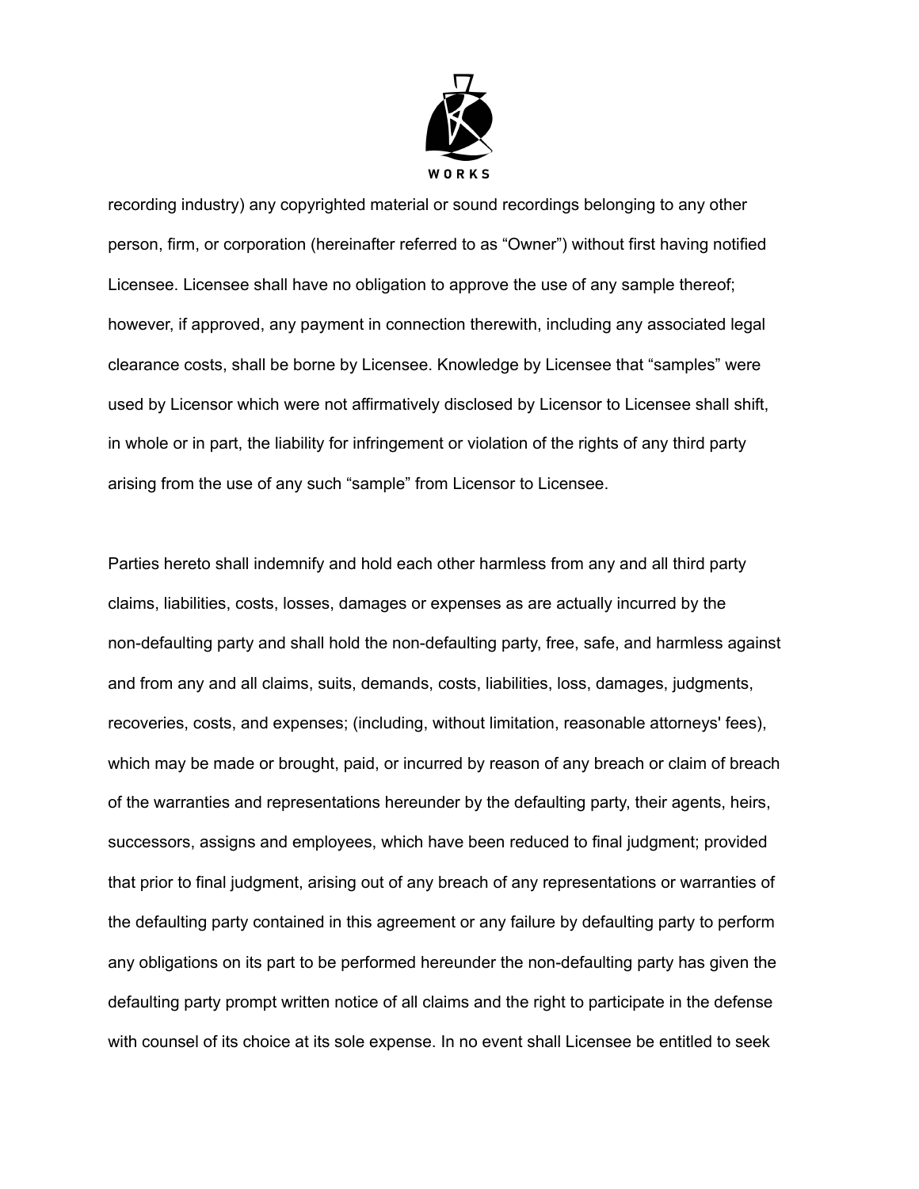recording industry) any copyrighted material or sound recordings belonging to any other person, firm, or corporation (hereinafter referred to as “Owner”) without first having notified Licensee. Licensee shall have no obligation to approve the use of any sample thereof; however, if approved, any payment in connection therewith, including any associated legal clearance costs, shall be borne by Licensee. Knowledge by Licensee that “samples” were used by Licensor which were not affirmatively disclosed by Licensor to Licensee shall shift, in whole or in part, the liability for infringement or violation of the rights of any third party arising from the use of any such “sample” from Licensor to Licensee.

Parties hereto shall indemnify and hold each other harmless from any and all third party claims, liabilities, costs, losses, damages or expenses as are actually incurred by the non-defaulting party and shall hold the non-defaulting party, free, safe, and harmless against and from any and all claims, suits, demands, costs, liabilities, loss, damages, judgments, recoveries, costs, and expenses; (including, without limitation, reasonable attorneys' fees), which may be made or brought, paid, or incurred by reason of any breach or claim of breach of the warranties and representations hereunder by the defaulting party, their agents, heirs, successors, assigns and employees, which have been reduced to final judgment; provided that prior to final judgment, arising out of any breach of any representations or warranties of the defaulting party contained in this agreement or any failure by defaulting party to perform any obligations on its part to be performed hereunder the non-defaulting party has given the defaulting party prompt written notice of all claims and the right to participate in the defense with counsel of its choice at its sole expense. In no event shall Licensee be entitled to seek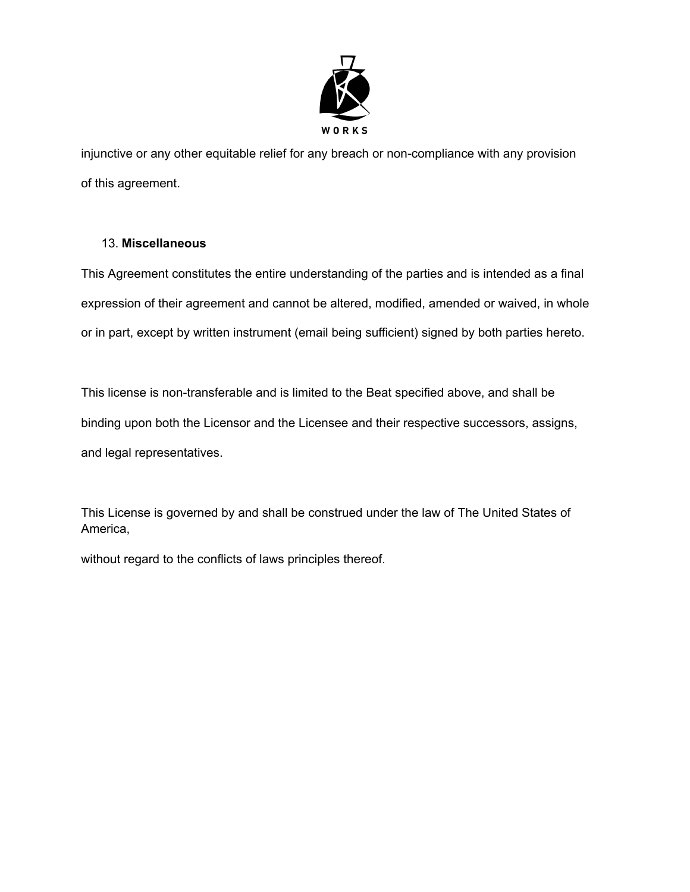injunctive or any other equitable relief for any breach or non-compliance with any provision of this agreement.

13. **Miscellaneous**

This Agreement constitutes the entire understanding of the parties and is intended as a final expression of their agreement and cannot be altered, modified, amended or waived, in whole or in part, except by written instrument (email being sufficient) signed by both parties hereto.

This license is non-transferable and is limited to the Beat specified above, and shall be binding upon both the Licensor and the Licensee and their respective successors, assigns, and legal representatives.

This License is governed by and shall be construed under the law of The United States of America,

without regard to the conflicts of laws principles thereof.